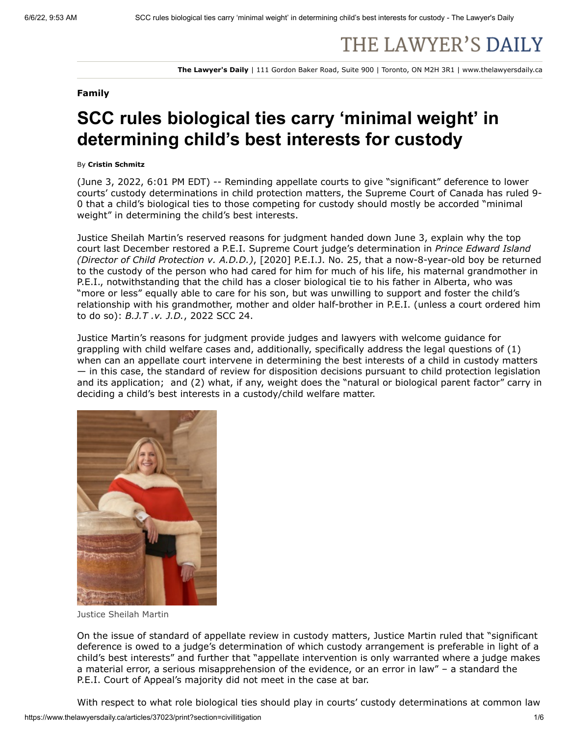# THE LAWYER'S DAILY

**The Lawyer's Daily** | 111 Gordon Baker Road, Suite 900 | Toronto, ON M2H 3R1 | www.thelawyersdaily.ca

**Family**

# SCC rules biological ties carry 'minimal weight' in determining child's best interests for custody

By **Cristin Schmitz**

(June 3, 2022, 6:01 PM EDT) -- Reminding appellate courts to give "significant" deference to lower courts' custody determinations in child protection matters, the Supreme Court of Canada has ruled 9-0 that a child's biological ties to those competing for custody should mostly be accorded "minimal weight" in determining the child's best interests.

Justice Sheilah Martin's reserved reasons for judgment handed down June 3, explain why the top court last December restored a P.E.I. Supreme Court judge's determination in *Prince Edward Island (Director of Child Protection v. A.D.D.)*, [2020] P.E.I.J. No. 25, that a now-8-year-old boy be returned to the custody of the person who had cared for him for much of his life, his maternal grandmother in P.E.I., notwithstanding that the child has a closer biological tie to his father in Alberta, who was "more or less" equally able to care for his son, but was unwilling to support and foster the child's relationship with his grandmother, mother and older half-brother in P.E.I. (unless a court ordered him to do so): *B.J.T .v. J.D.*, 2022 SCC 24.

Justice Martin's reasons for judgment provide judges and lawyers with welcome guidance for grappling with child welfare cases and, additionally, specifically address the legal questions of (1) when can an appellate court intervene in determining the best interests of a child in custody matters — in this case, the standard of review for disposition decisions pursuant to child protection legislation and its application; and (2) what, if any, weight does the "natural or biological parent factor" carry in deciding a child's best interests in a custody/child welfare matter.

Justice Sheilah Martin

On the issue of standard of appellate review in custody matters, Justice Martin ruled that "significant deference is owed to a judge's determination of which custody arrangement is preferable in light of a child's best interests" and further that "appellate intervention is only warranted where a judge makes a material error, a serious misapprehension of the evidence, or an error in law" – a standard the P.E.I. Court of Appeal's majority did not meet in the case at bar.

With respect to what role biological ties should play in courts' custody determinations at common law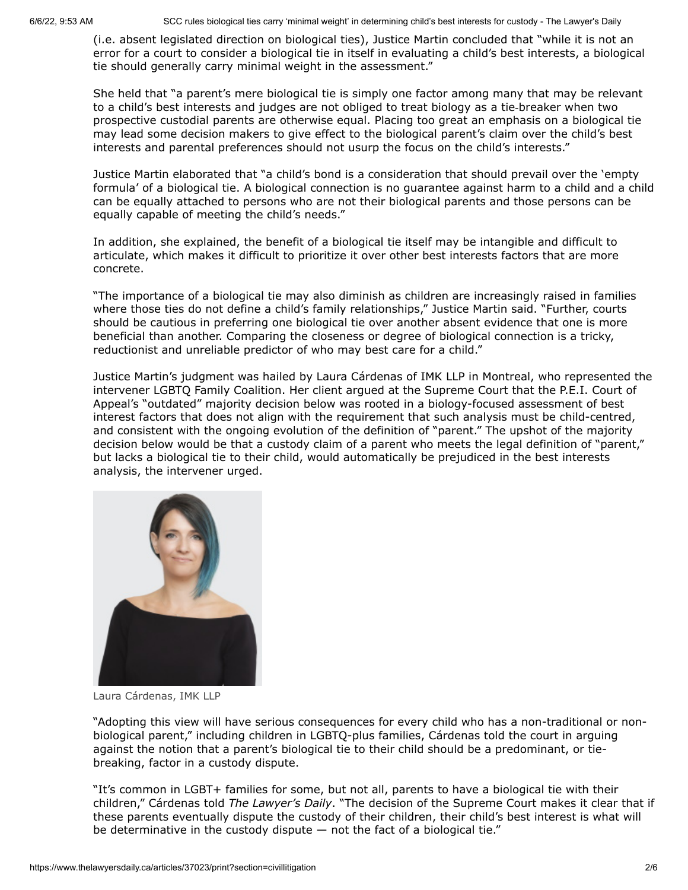(i.e. absent legislated direction on biological ties), Justice Martin concluded that "while it is not an error for a court to consider a biological tie in itself in evaluating a child's best interests, a biological tie should generally carry minimal weight in the assessment."

She held that "a parent's mere biological tie is simply one factor among many that may be relevant to a child's best interests and judges are not obliged to treat biology as a tie-breaker when two prospective custodial parents are otherwise equal. Placing too great an emphasis on a biological tie may lead some decision makers to give effect to the biological parent's claim over the child's best interests and parental preferences should not usurp the focus on the child's interests."

Justice Martin elaborated that "a child's bond is a consideration that should prevail over the 'empty formula' of a biological tie. A biological connection is no guarantee against harm to a child and a child can be equally attached to persons who are not their biological parents and those persons can be equally capable of meeting the child's needs."

In addition, she explained, the benefit of a biological tie itself may be intangible and difficult to articulate, which makes it difficult to prioritize it over other best interests factors that are more concrete.

"The importance of a biological tie may also diminish as children are increasingly raised in families where those ties do not define a child's family relationships," Justice Martin said. "Further, courts should be cautious in preferring one biological tie over another absent evidence that one is more beneficial than another. Comparing the closeness or degree of biological connection is a tricky, reductionist and unreliable predictor of who may best care for a child."

Justice Martin's judgment was hailed by Laura Cárdenas of IMK LLP in Montreal, who represented the intervener LGBTQ Family Coalition. Her client argued at the Supreme Court that the P.E.I. Court of Appeal's "outdated" majority decision below was rooted in a biology-focused assessment of best interest factors that does not align with the requirement that such analysis must be child-centred, and consistent with the ongoing evolution of the definition of "parent." The upshot of the majority decision below would be that a custody claim of a parent who meets the legal definition of "parent," but lacks a biological tie to their child, would automatically be prejudiced in the best interests analysis, the intervener urged.

Laura Cárdenas, IMK LLP

"Adopting this view will have serious consequences for every child who has a non-traditional or non-biological parent," including children in LGBTQ-plus families, Cárdenas told the court in arguing against the notion that a parent's biological tie to their child should be a predominant, or tie-breaking, factor in a custody dispute.

"It's common in LGBT+ families for some, but not all, parents to have a biological tie with their children," Cárdenas told *The Lawyer's Daily*. "The decision of the Supreme Court makes it clear that if these parents eventually dispute the custody of their children, their child's best interest is what will be determinative in the custody dispute — not the fact of a biological tie."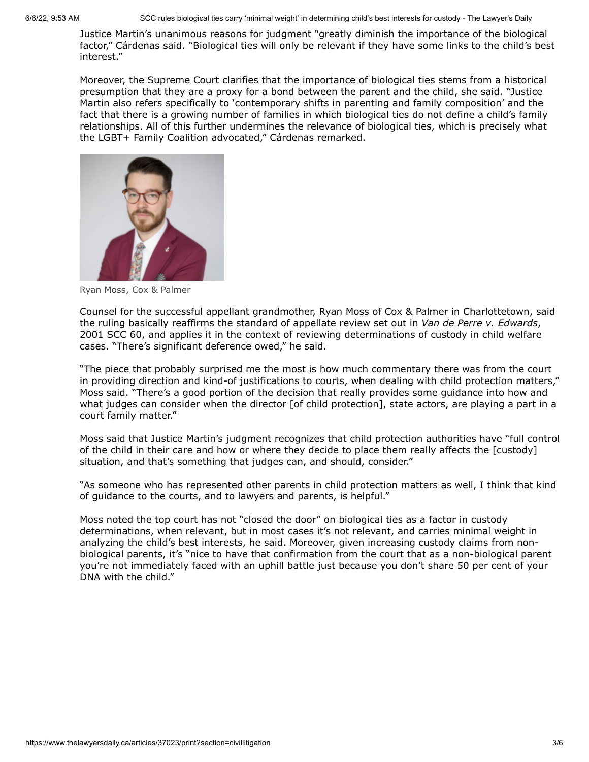Justice Martin's unanimous reasons for judgment "greatly diminish the importance of the biological factor," Cárdenas said. "Biological ties will only be relevant if they have some links to the child's best interest."

Moreover, the Supreme Court clarifies that the importance of biological ties stems from a historical presumption that they are a proxy for a bond between the parent and the child, she said. "Justice Martin also refers specifically to 'contemporary shifts in parenting and family composition' and the fact that there is a growing number of families in which biological ties do not define a child's family relationships. All of this further undermines the relevance of biological ties, which is precisely what the LGBT+ Family Coalition advocated," Cárdenas remarked.

Ryan Moss, Cox & Palmer

Counsel for the successful appellant grandmother, Ryan Moss of Cox & Palmer in Charlottetown, said the ruling basically reaffirms the standard of appellate review set out in *Van de Perre v. Edwards*, 2001 SCC 60, and applies it in the context of reviewing determinations of custody in child welfare cases. "There's significant deference owed," he said.

"The piece that probably surprised me the most is how much commentary there was from the court in providing direction and kind-of justifications to courts, when dealing with child protection matters," Moss said. "There's a good portion of the decision that really provides some guidance into how and what judges can consider when the director [of child protection], state actors, are playing a part in a court family matter."

Moss said that Justice Martin's judgment recognizes that child protection authorities have "full control of the child in their care and how or where they decide to place them really affects the [custody] situation, and that's something that judges can, and should, consider."

"As someone who has represented other parents in child protection matters as well, I think that kind of guidance to the courts, and to lawyers and parents, is helpful."

Moss noted the top court has not "closed the door" on biological ties as a factor in custody determinations, when relevant, but in most cases it's not relevant, and carries minimal weight in analyzing the child's best interests, he said. Moreover, given increasing custody claims from non-biological parents, it's "nice to have that confirmation from the court that as a non-biological parent you're not immediately faced with an uphill battle just because you don't share 50 per cent of your DNA with the child."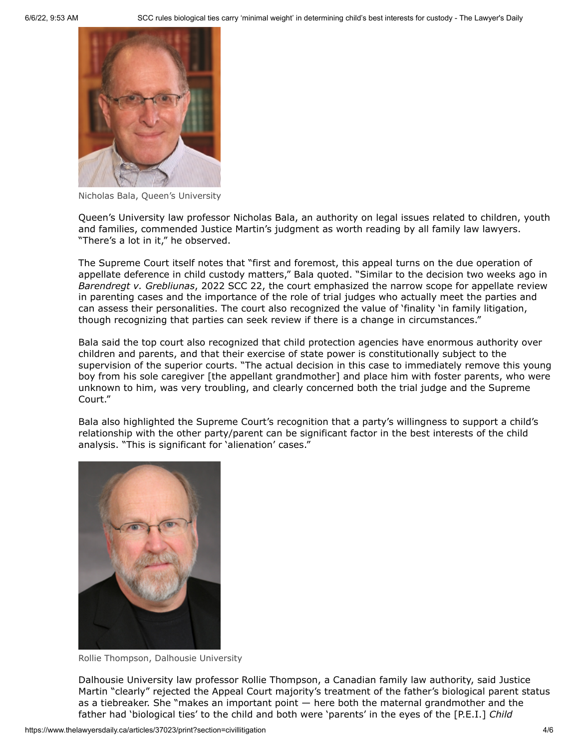Nicholas Bala, Queen's University

Queen's University law professor Nicholas Bala, an authority on legal issues related to children, youth and families, commended Justice Martin's judgment as worth reading by all family law lawyers. "There's a lot in it," he observed.

The Supreme Court itself notes that "first and foremost, this appeal turns on the due operation of appellate deference in child custody matters," Bala quoted. "Similar to the decision two weeks ago in *Barendregt v. Grebliunas*, 2022 SCC 22, the court emphasized the narrow scope for appellate review in parenting cases and the importance of the role of trial judges who actually meet the parties and can assess their personalities. The court also recognized the value of 'finality 'in family litigation, though recognizing that parties can seek review if there is a change in circumstances."

Bala said the top court also recognized that child protection agencies have enormous authority over children and parents, and that their exercise of state power is constitutionally subject to the supervision of the superior courts. "The actual decision in this case to immediately remove this young boy from his sole caregiver [the appellant grandmother] and place him with foster parents, who were unknown to him, was very troubling, and clearly concerned both the trial judge and the Supreme Court."

Bala also highlighted the Supreme Court's recognition that a party's willingness to support a child's relationship with the other party/parent can be significant factor in the best interests of the child analysis. "This is significant for 'alienation' cases."

Rollie Thompson, Dalhousie University

Dalhousie University law professor Rollie Thompson, a Canadian family law authority, said Justice Martin "clearly" rejected the Appeal Court majority's treatment of the father's biological parent status as a tiebreaker. She "makes an important point — here both the maternal grandmother and the father had 'biological ties' to the child and both were 'parents' in the eyes of the [P.E.I.] *Child*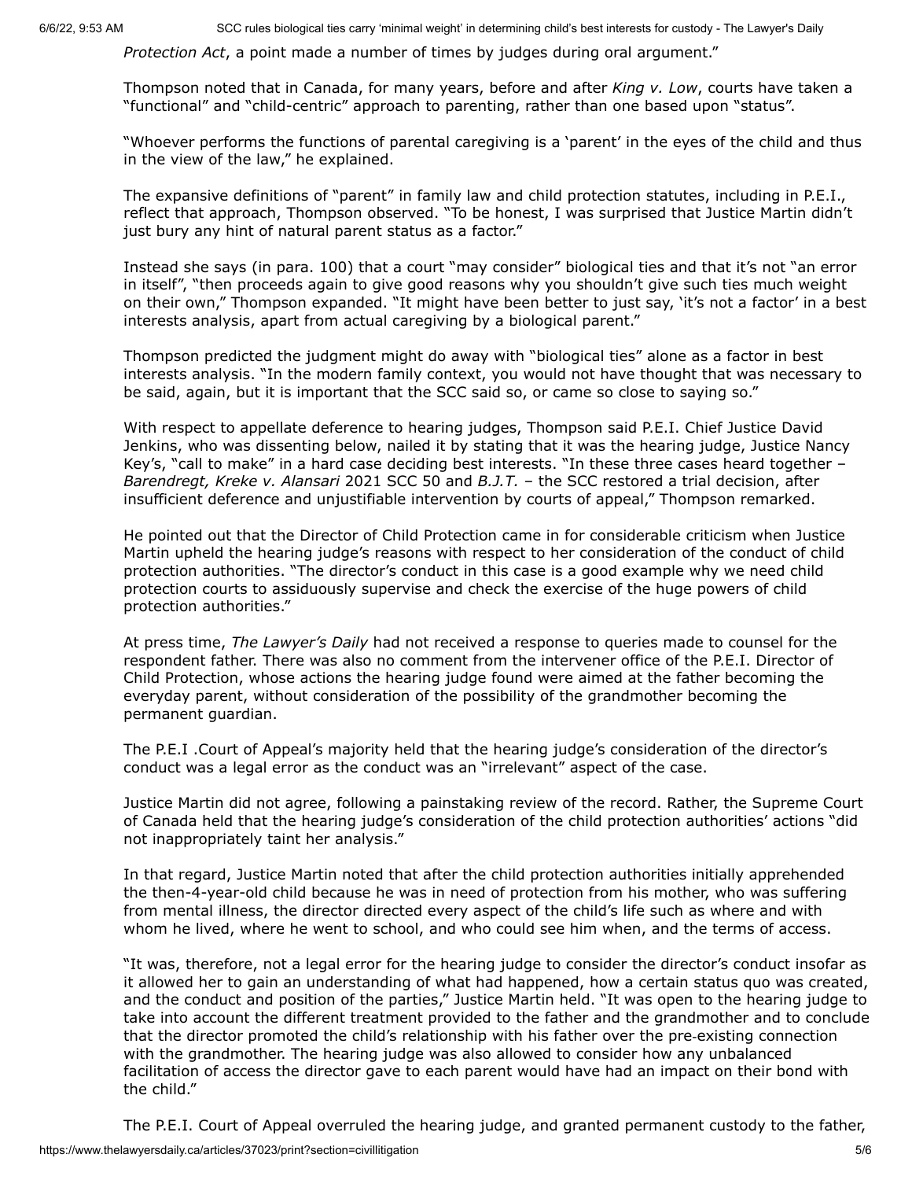*Protection Act*, a point made a number of times by judges during oral argument."

Thompson noted that in Canada, for many years, before and after *King v. Low*, courts have taken a "functional" and "child-centric" approach to parenting, rather than one based upon "status".

"Whoever performs the functions of parental caregiving is a 'parent' in the eyes of the child and thus in the view of the law," he explained.

The expansive definitions of "parent" in family law and child protection statutes, including in P.E.I., reflect that approach, Thompson observed. "To be honest, I was surprised that Justice Martin didn't just bury any hint of natural parent status as a factor."

Instead she says (in para. 100) that a court "may consider" biological ties and that it's not "an error in itself", "then proceeds again to give good reasons why you shouldn't give such ties much weight on their own," Thompson expanded. "It might have been better to just say, 'it's not a factor' in a best interests analysis, apart from actual caregiving by a biological parent."

Thompson predicted the judgment might do away with "biological ties" alone as a factor in best interests analysis. "In the modern family context, you would not have thought that was necessary to be said, again, but it is important that the SCC said so, or came so close to saying so."

With respect to appellate deference to hearing judges, Thompson said P.E.I. Chief Justice David Jenkins, who was dissenting below, nailed it by stating that it was the hearing judge, Justice Nancy Key's, "call to make" in a hard case deciding best interests. "In these three cases heard together – *Barendregt, Kreke v. Alansari* 2021 SCC 50 and *B.J.T.* – the SCC restored a trial decision, after insufficient deference and unjustifiable intervention by courts of appeal," Thompson remarked.

He pointed out that the Director of Child Protection came in for considerable criticism when Justice Martin upheld the hearing judge's reasons with respect to her consideration of the conduct of child protection authorities. "The director's conduct in this case is a good example why we need child protection courts to assiduously supervise and check the exercise of the huge powers of child protection authorities."

At press time, *The Lawyer's Daily* had not received a response to queries made to counsel for the respondent father. There was also no comment from the intervener office of the P.E.I. Director of Child Protection, whose actions the hearing judge found were aimed at the father becoming the everyday parent, without consideration of the possibility of the grandmother becoming the permanent guardian.

The P.E.I .Court of Appeal's majority held that the hearing judge's consideration of the director's conduct was a legal error as the conduct was an "irrelevant" aspect of the case.

Justice Martin did not agree, following a painstaking review of the record. Rather, the Supreme Court of Canada held that the hearing judge's consideration of the child protection authorities' actions "did not inappropriately taint her analysis."

In that regard, Justice Martin noted that after the child protection authorities initially apprehended the then-4-year-old child because he was in need of protection from his mother, who was suffering from mental illness, the director directed every aspect of the child's life such as where and with whom he lived, where he went to school, and who could see him when, and the terms of access.

"It was, therefore, not a legal error for the hearing judge to consider the director's conduct insofar as it allowed her to gain an understanding of what had happened, how a certain status quo was created, and the conduct and position of the parties," Justice Martin held. "It was open to the hearing judge to take into account the different treatment provided to the father and the grandmother and to conclude that the director promoted the child's relationship with his father over the pre-existing connection with the grandmother. The hearing judge was also allowed to consider how any unbalanced facilitation of access the director gave to each parent would have had an impact on their bond with the child."

The P.E.I. Court of Appeal overruled the hearing judge, and granted permanent custody to the father,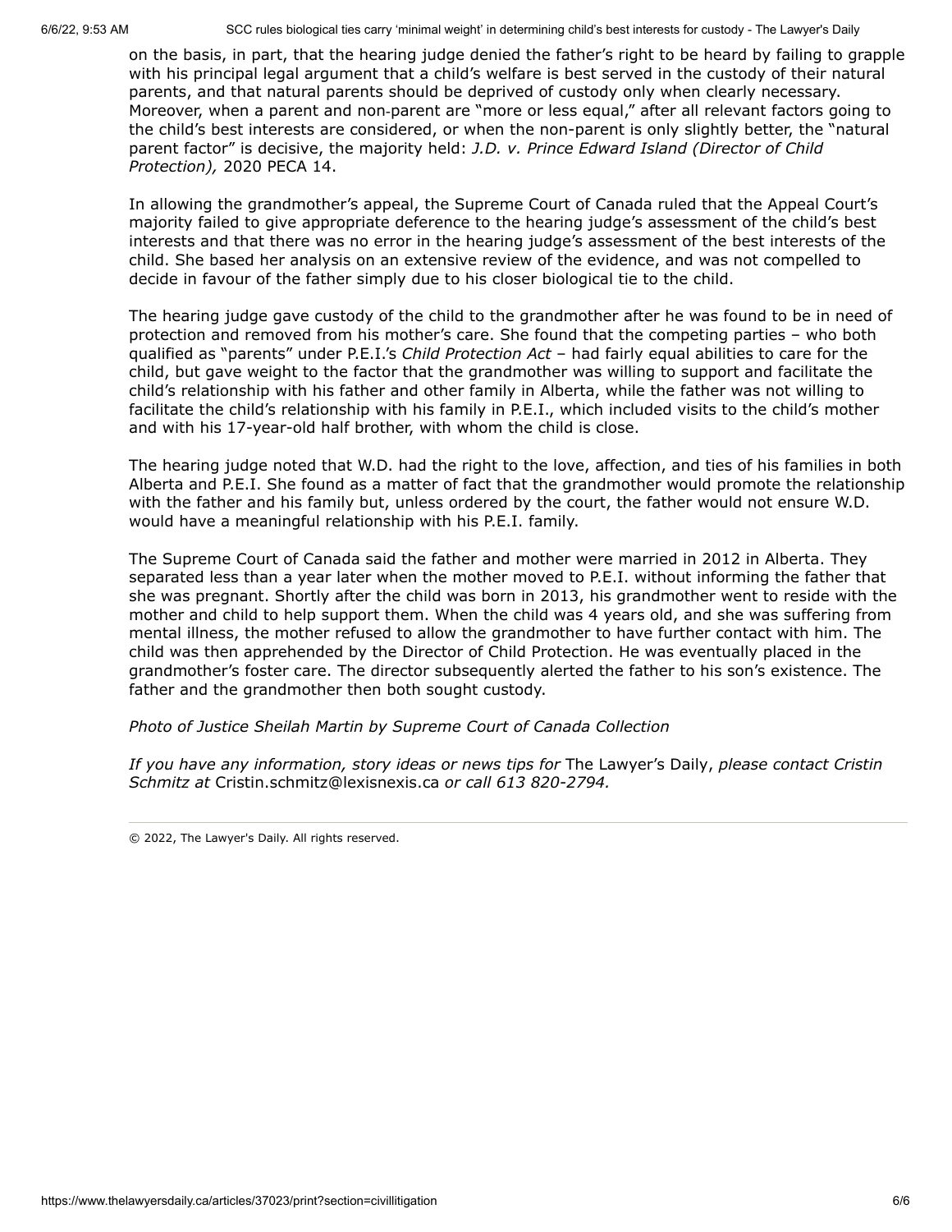on the basis, in part, that the hearing judge denied the father's right to be heard by failing to grapple with his principal legal argument that a child's welfare is best served in the custody of their natural parents, and that natural parents should be deprived of custody only when clearly necessary. Moreover, when a parent and non-parent are "more or less equal," after all relevant factors going to the child's best interests are considered, or when the non-parent is only slightly better, the "natural parent factor" is decisive, the majority held: *J.D. v. Prince Edward Island (Director of Child Protection),* 2020 PECA 14.

In allowing the grandmother's appeal, the Supreme Court of Canada ruled that the Appeal Court's majority failed to give appropriate deference to the hearing judge's assessment of the child's best interests and that there was no error in the hearing judge's assessment of the best interests of the child. She based her analysis on an extensive review of the evidence, and was not compelled to decide in favour of the father simply due to his closer biological tie to the child.

The hearing judge gave custody of the child to the grandmother after he was found to be in need of protection and removed from his mother's care. She found that the competing parties – who both qualified as "parents" under P.E.I.'s *Child Protection Act* – had fairly equal abilities to care for the child, but gave weight to the factor that the grandmother was willing to support and facilitate the child's relationship with his father and other family in Alberta, while the father was not willing to facilitate the child's relationship with his family in P.E.I., which included visits to the child's mother and with his 17-year-old half brother, with whom the child is close.

The hearing judge noted that W.D. had the right to the love, affection, and ties of his families in both Alberta and P.E.I. She found as a matter of fact that the grandmother would promote the relationship with the father and his family but, unless ordered by the court, the father would not ensure W.D. would have a meaningful relationship with his P.E.I. family.

The Supreme Court of Canada said the father and mother were married in 2012 in Alberta. They separated less than a year later when the mother moved to P.E.I. without informing the father that she was pregnant. Shortly after the child was born in 2013, his grandmother went to reside with the mother and child to help support them. When the child was 4 years old, and she was suffering from mental illness, the mother refused to allow the grandmother to have further contact with him. The child was then apprehended by the Director of Child Protection. He was eventually placed in the grandmother's foster care. The director subsequently alerted the father to his son's existence. The father and the grandmother then both sought custody.

*Photo of Justice Sheilah Martin by Supreme Court of Canada Collection*

*If you have any information, story ideas or news tips for* The Lawyer's Daily, *please contact Cristin Schmitz at* Cristin.schmitz@lexisnexis.ca *or call 613 820-2794.*

© 2022, The Lawyer's Daily. All rights reserved.